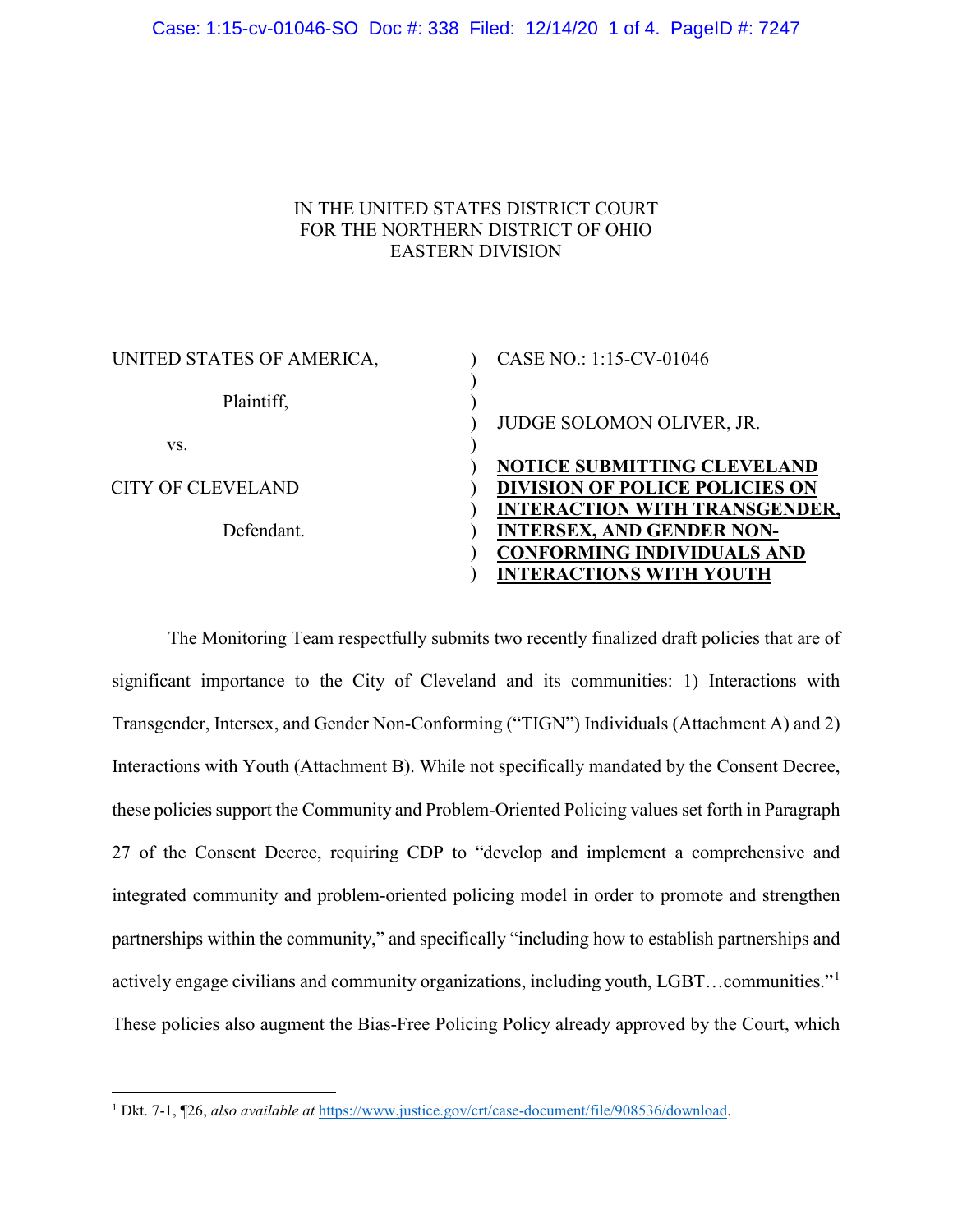IN THE UNITED STATES DISTRICT COURT
FOR THE NORTHERN DISTRICT OF OHIO
EASTERN DIVISION

| | | |
|---|---|---|
| UNITED STATES OF AMERICA, | ) | CASE NO.: 1:15-CV-01046 |
| Plaintiff, | ) | |
| | ) | JUDGE SOLOMON OLIVER, JR. |
| vs. | ) | |
| CITY OF CLEVELAND | ) | **NOTICE SUBMITTING CLEVELAND DIVISION OF POLICE POLICIES ON INTERACTION WITH TRANSGENDER, INTERSEX, AND GENDER NON-CONFORMING INDIVIDUALS AND INTERACTIONS WITH YOUTH** |
| Defendant. | ) | |

The Monitoring Team respectfully submits two recently finalized draft policies that are of significant importance to the City of Cleveland and its communities: 1) Interactions with Transgender, Intersex, and Gender Non-Conforming ("TIGN") Individuals (Attachment A) and 2) Interactions with Youth (Attachment B). While not specifically mandated by the Consent Decree, these policies support the Community and Problem-Oriented Policing values set forth in Paragraph 27 of the Consent Decree, requiring CDP to "develop and implement a comprehensive and integrated community and problem-oriented policing model in order to promote and strengthen partnerships within the community," and specifically "including how to establish partnerships and actively engage civilians and community organizations, including youth, LGBT…communities."[1] These policies also augment the Bias-Free Policing Policy already approved by the Court, which

[1] Dkt. 7-1, ¶26, *also available at* https://www.justice.gov/crt/case-document/file/908536/download.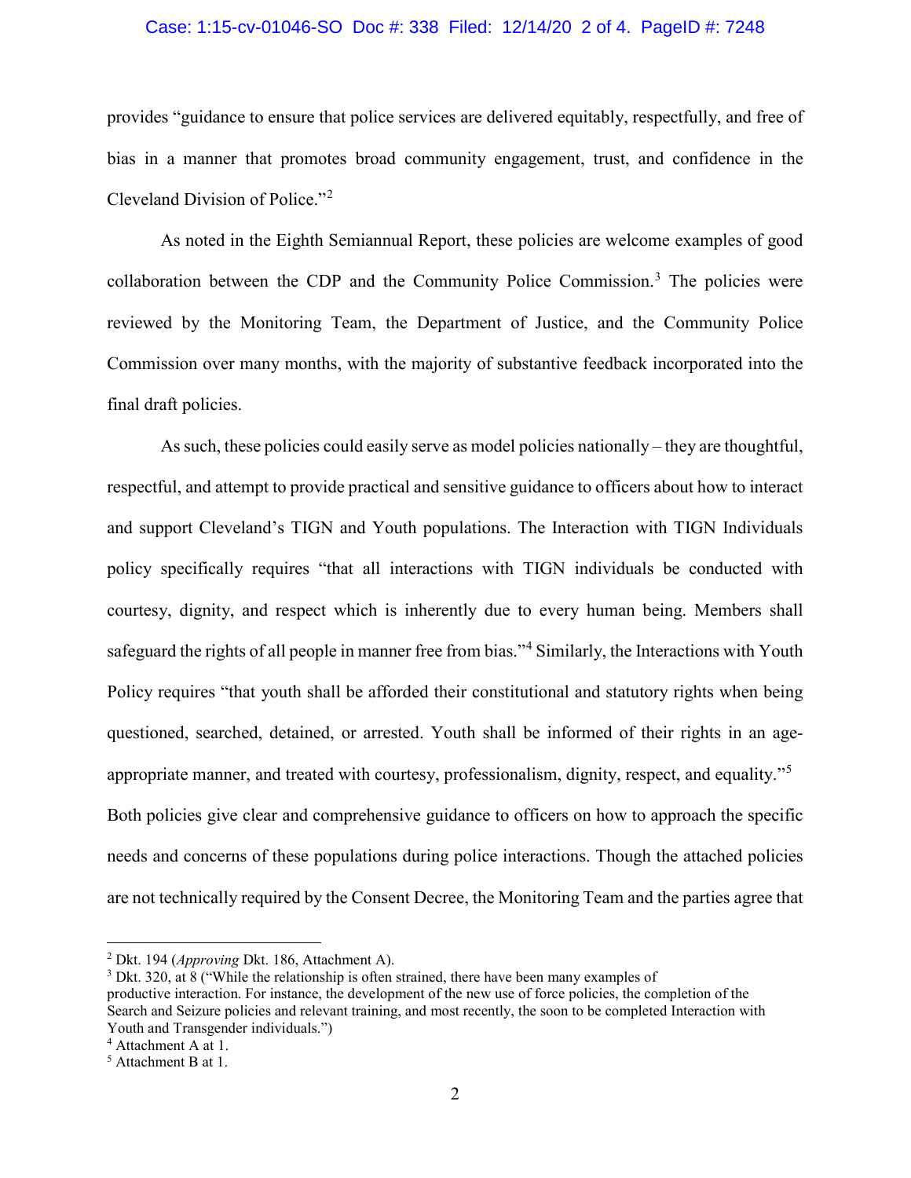provides "guidance to ensure that police services are delivered equitably, respectfully, and free of bias in a manner that promotes broad community engagement, trust, and confidence in the Cleveland Division of Police."[2]

As noted in the Eighth Semiannual Report, these policies are welcome examples of good collaboration between the CDP and the Community Police Commission.[3] The policies were reviewed by the Monitoring Team, the Department of Justice, and the Community Police Commission over many months, with the majority of substantive feedback incorporated into the final draft policies.

As such, these policies could easily serve as model policies nationally – they are thoughtful, respectful, and attempt to provide practical and sensitive guidance to officers about how to interact and support Cleveland's TIGN and Youth populations. The Interaction with TIGN Individuals policy specifically requires "that all interactions with TIGN individuals be conducted with courtesy, dignity, and respect which is inherently due to every human being. Members shall safeguard the rights of all people in manner free from bias."[4] Similarly, the Interactions with Youth Policy requires "that youth shall be afforded their constitutional and statutory rights when being questioned, searched, detained, or arrested. Youth shall be informed of their rights in an age-appropriate manner, and treated with courtesy, professionalism, dignity, respect, and equality."[5] Both policies give clear and comprehensive guidance to officers on how to approach the specific needs and concerns of these populations during police interactions. Though the attached policies are not technically required by the Consent Decree, the Monitoring Team and the parties agree that

---

[2] Dkt. 194 (*Approving* Dkt. 186, Attachment A).

[3] Dkt. 320, at 8 ("While the relationship is often strained, there have been many examples of productive interaction. For instance, the development of the new use of force policies, the completion of the Search and Seizure policies and relevant training, and most recently, the soon to be completed Interaction with Youth and Transgender individuals.")

[4] Attachment A at 1.

[5] Attachment B at 1.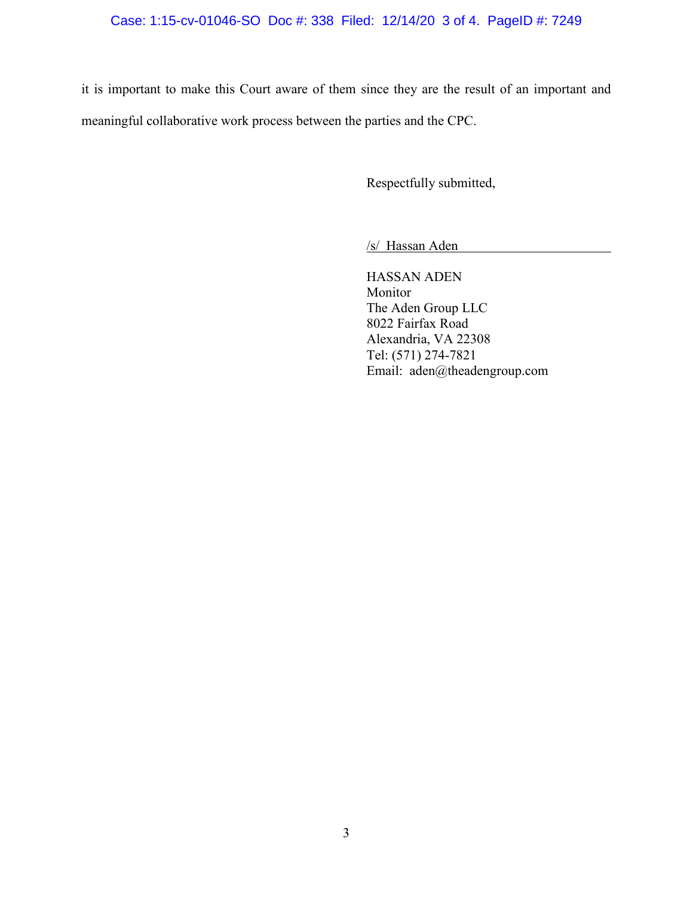it is important to make this Court aware of them since they are the result of an important and meaningful collaborative work process between the parties and the CPC.

Respectfully submitted,

/s/ Hassan Aden

HASSAN ADEN
Monitor
The Aden Group LLC
8022 Fairfax Road
Alexandria, VA 22308
Tel: (571) 274-7821
Email: aden@theadengroup.com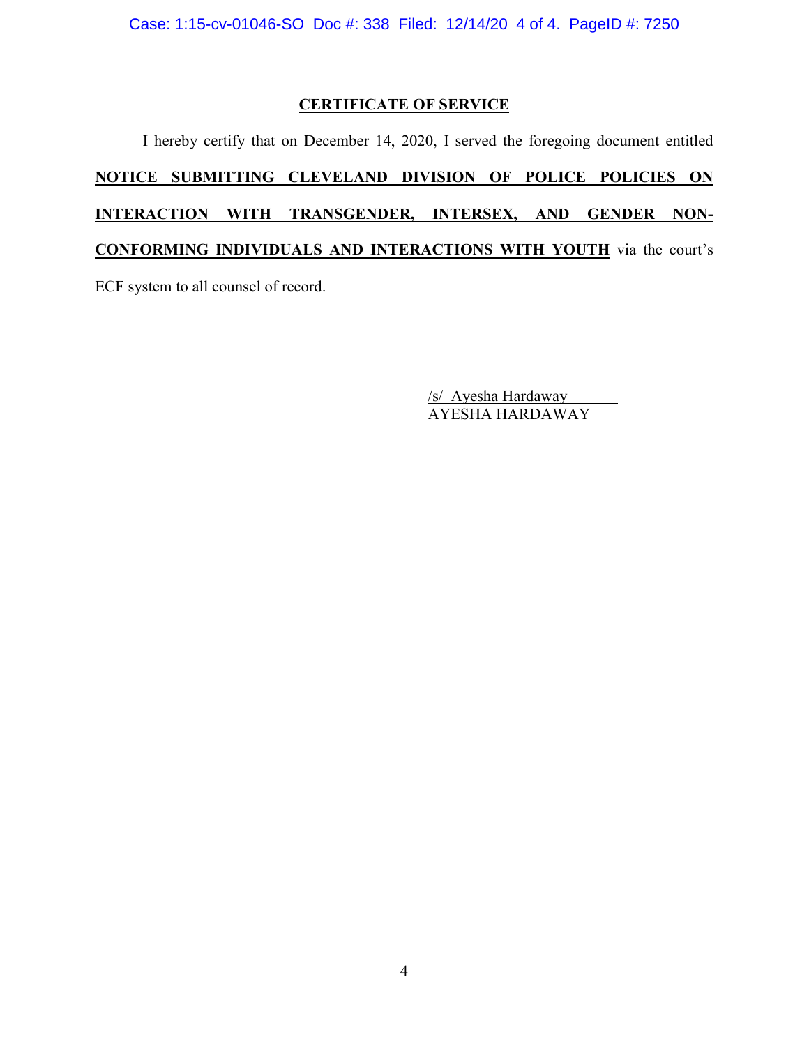## CERTIFICATE OF SERVICE

I hereby certify that on December 14, 2020, I served the foregoing document entitled **NOTICE SUBMITTING CLEVELAND DIVISION OF POLICE POLICIES ON INTERACTION WITH TRANSGENDER, INTERSEX, AND GENDER NON-CONFORMING INDIVIDUALS AND INTERACTIONS WITH YOUTH** via the court's ECF system to all counsel of record.

/s/ Ayesha Hardaway
AYESHA HARDAWAY